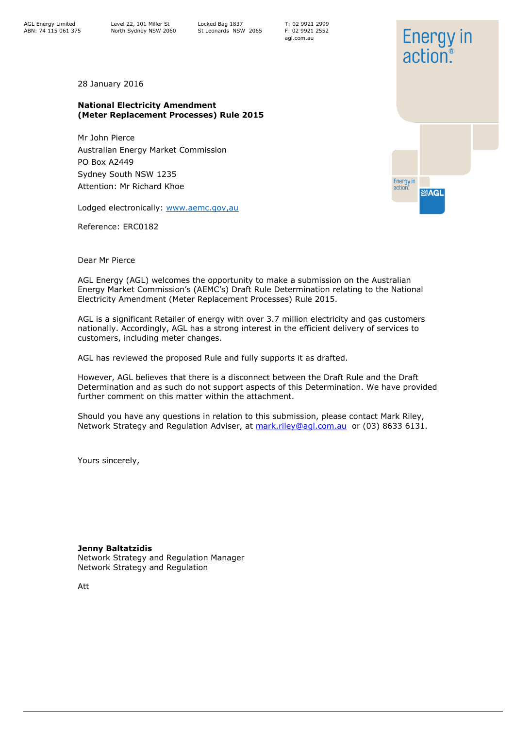AGL Energy Limited
ABN: 74 115 061 375

Level 22, 101 Miller St
North Sydney NSW 2060

Locked Bag 1837
St Leonards NSW 2065

T: 02 9921 2999
F: 02 9921 2552
agl.com.au

28 January 2016

**National Electricity Amendment**
**(Meter Replacement Processes) Rule 2015**

Mr John Pierce
Australian Energy Market Commission
PO Box A2449
Sydney South NSW 1235
Attention: Mr Richard Khoe

Lodged electronically: www.aemc.gov,au

Reference: ERC0182

Dear Mr Pierce

AGL Energy (AGL) welcomes the opportunity to make a submission on the Australian Energy Market Commission's (AEMC's) Draft Rule Determination relating to the National Electricity Amendment (Meter Replacement Processes) Rule 2015.

AGL is a significant Retailer of energy with over 3.7 million electricity and gas customers nationally. Accordingly, AGL has a strong interest in the efficient delivery of services to customers, including meter changes.

AGL has reviewed the proposed Rule and fully supports it as drafted.

However, AGL believes that there is a disconnect between the Draft Rule and the Draft Determination and as such do not support aspects of this Determination. We have provided further comment on this matter within the attachment.

Should you have any questions in relation to this submission, please contact Mark Riley, Network Strategy and Regulation Adviser, at mark.riley@agl.com.au or (03) 8633 6131.

Yours sincerely,

**Jenny Baltatzidis**
Network Strategy and Regulation Manager
Network Strategy and Regulation

Att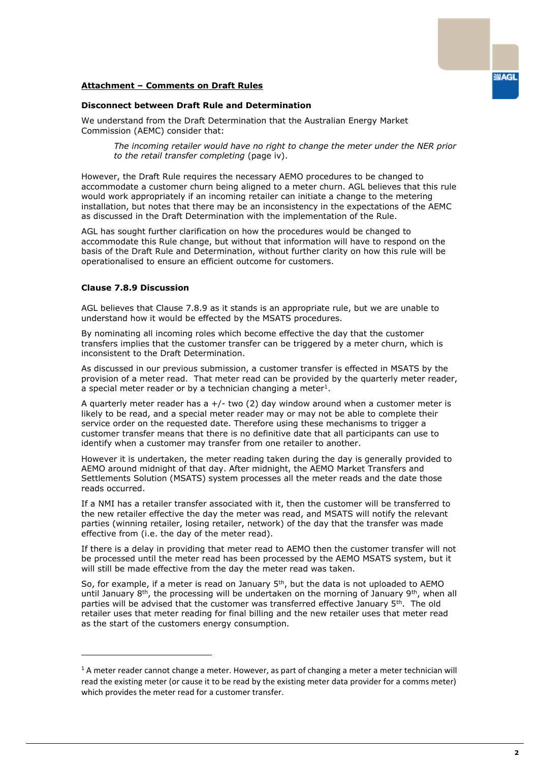## Attachment – Comments on Draft Rules

### Disconnect between Draft Rule and Determination

We understand from the Draft Determination that the Australian Energy Market Commission (AEMC) consider that:

> *The incoming retailer would have no right to change the meter under the NER prior to the retail transfer completing* (page iv).

However, the Draft Rule requires the necessary AEMO procedures to be changed to accommodate a customer churn being aligned to a meter churn. AGL believes that this rule would work appropriately if an incoming retailer can initiate a change to the metering installation, but notes that there may be an inconsistency in the expectations of the AEMC as discussed in the Draft Determination with the implementation of the Rule.

AGL has sought further clarification on how the procedures would be changed to accommodate this Rule change, but without that information will have to respond on the basis of the Draft Rule and Determination, without further clarity on how this rule will be operationalised to ensure an efficient outcome for customers.

### Clause 7.8.9 Discussion

AGL believes that Clause 7.8.9 as it stands is an appropriate rule, but we are unable to understand how it would be effected by the MSATS procedures.

By nominating all incoming roles which become effective the day that the customer transfers implies that the customer transfer can be triggered by a meter churn, which is inconsistent to the Draft Determination.

As discussed in our previous submission, a customer transfer is effected in MSATS by the provision of a meter read. That meter read can be provided by the quarterly meter reader, a special meter reader or by a technician changing a meter[1].

A quarterly meter reader has a +/- two (2) day window around when a customer meter is likely to be read, and a special meter reader may or may not be able to complete their service order on the requested date. Therefore using these mechanisms to trigger a customer transfer means that there is no definitive date that all participants can use to identify when a customer may transfer from one retailer to another.

However it is undertaken, the meter reading taken during the day is generally provided to AEMO around midnight of that day. After midnight, the AEMO Market Transfers and Settlements Solution (MSATS) system processes all the meter reads and the date those reads occurred.

If a NMI has a retailer transfer associated with it, then the customer will be transferred to the new retailer effective the day the meter was read, and MSATS will notify the relevant parties (winning retailer, losing retailer, network) of the day that the transfer was made effective from (i.e. the day of the meter read).

If there is a delay in providing that meter read to AEMO then the customer transfer will not be processed until the meter read has been processed by the AEMO MSATS system, but it will still be made effective from the day the meter read was taken.

So, for example, if a meter is read on January 5th, but the data is not uploaded to AEMO until January 8th, the processing will be undertaken on the morning of January 9th, when all parties will be advised that the customer was transferred effective January 5th. The old retailer uses that meter reading for final billing and the new retailer uses that meter read as the start of the customers energy consumption.

---

[1] A meter reader cannot change a meter. However, as part of changing a meter a meter technician will read the existing meter (or cause it to be read by the existing meter data provider for a comms meter) which provides the meter read for a customer transfer.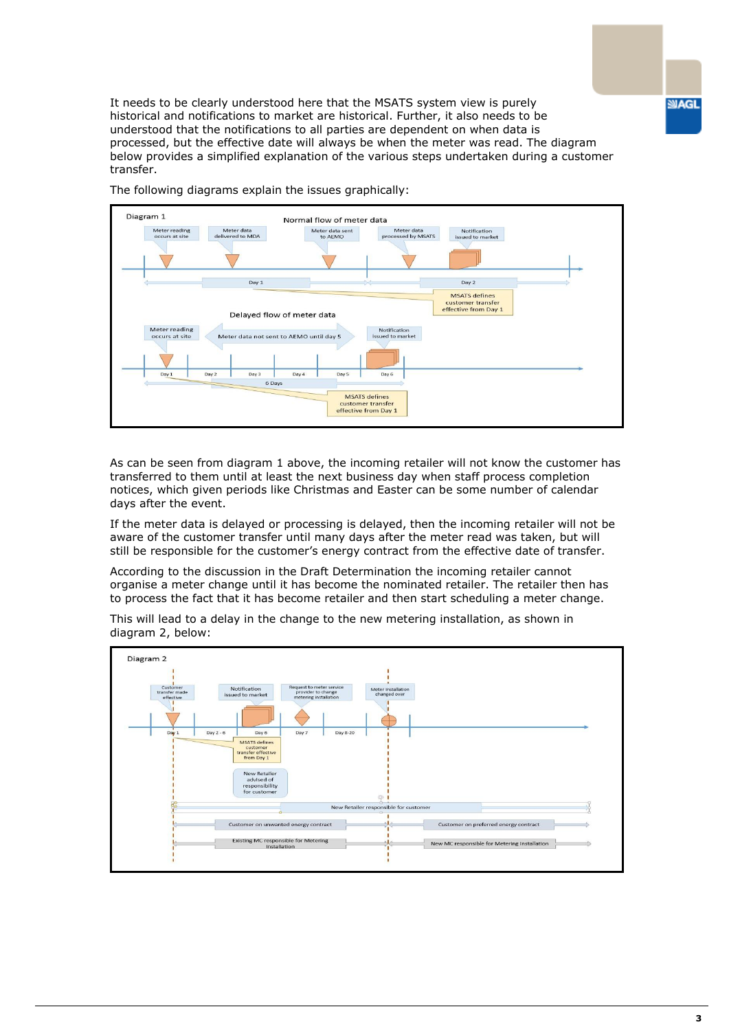It needs to be clearly understood here that the MSATS system view is purely historical and notifications to market are historical. Further, it also needs to be understood that the notifications to all parties are dependent on when data is processed, but the effective date will always be when the meter was read. The diagram below provides a simplified explanation of the various steps undertaken during a customer transfer.

The following diagrams explain the issues graphically:

Diagram 1

Normal flow of meter data

Meter reading occurs at site | Meter data delivered to MDA | Meter data sent to AEMO | Meter data processed by MSATS | Notification issued to market

Day 1 | Day 2

MSATS defines customer transfer effective from Day 1

Delayed flow of meter data

Meter reading occurs at site | Meter data not sent to AEMO until day 5 | Notification issued to market

Day 1 | Day 2 | Day 3 | Day 4 | Day 5 | Day 6

6 Days

MSATS defines customer transfer effective from Day 1

As can be seen from diagram 1 above, the incoming retailer will not know the customer has transferred to them until at least the next business day when staff process completion notices, which given periods like Christmas and Easter can be some number of calendar days after the event.

If the meter data is delayed or processing is delayed, then the incoming retailer will not be aware of the customer transfer until many days after the meter read was taken, but will still be responsible for the customer's energy contract from the effective date of transfer.

According to the discussion in the Draft Determination the incoming retailer cannot organise a meter change until it has become the nominated retailer. The retailer then has to process the fact that it has become retailer and then start scheduling a meter change.

This will lead to a delay in the change to the new metering installation, as shown in diagram 2, below:

Diagram 2

Customer transfer made effective | Notification issued to market | Request to meter service provider to change metering installation | Meter installation changed over

Day 1 | Day 2 - 6 | Day 6 | Day 7 | Day 8-20

MSATS defines customer transfer effective from Day 1

New Retailer advised of responsibility for customer

New Retailer responsible for customer

Customer on unwanted energy contract | Customer on preferred energy contract

Existing MC responsible for Metering Installation | New MC responsible for Metering Installation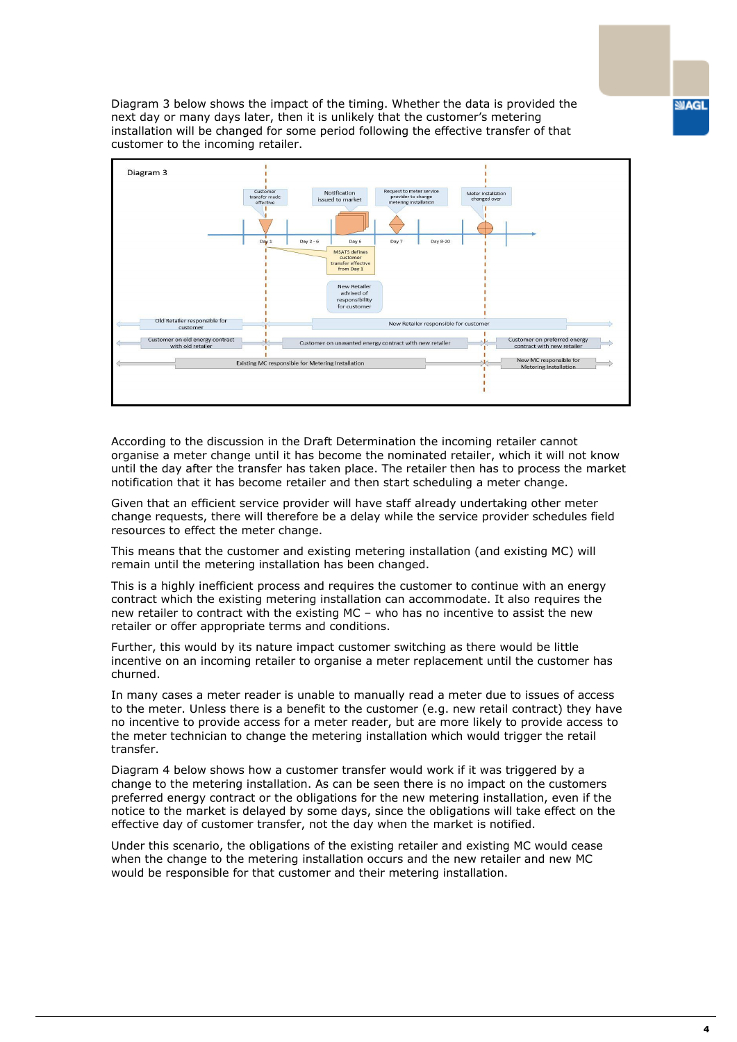Diagram 3 below shows the impact of the timing. Whether the data is provided the next day or many days later, then it is unlikely that the customer's metering installation will be changed for some period following the effective transfer of that customer to the incoming retailer.

Diagram 3

Customer transfer made effective | Notification issued to market | Request to meter service provider to change metering installation | Meter installation changed over

Day 1 | Day 2 - 6 | Day 6 | Day 7 | Day 8-20

MSATS defines customer transfer effective from Day 1

New Retailer advised of responsibility for customer

Old Retailer responsible for customer | New Retailer responsible for customer

Customer on old energy contract with old retailer | Customer on unwanted energy contract with new retailer | Customer on preferred energy contract with new retailer

Existing MC responsible for Metering Installation | New MC responsible for Metering Installation

According to the discussion in the Draft Determination the incoming retailer cannot organise a meter change until it has become the nominated retailer, which it will not know until the day after the transfer has taken place. The retailer then has to process the market notification that it has become retailer and then start scheduling a meter change.

Given that an efficient service provider will have staff already undertaking other meter change requests, there will therefore be a delay while the service provider schedules field resources to effect the meter change.

This means that the customer and existing metering installation (and existing MC) will remain until the metering installation has been changed.

This is a highly inefficient process and requires the customer to continue with an energy contract which the existing metering installation can accommodate. It also requires the new retailer to contract with the existing MC – who has no incentive to assist the new retailer or offer appropriate terms and conditions.

Further, this would by its nature impact customer switching as there would be little incentive on an incoming retailer to organise a meter replacement until the customer has churned.

In many cases a meter reader is unable to manually read a meter due to issues of access to the meter. Unless there is a benefit to the customer (e.g. new retail contract) they have no incentive to provide access for a meter reader, but are more likely to provide access to the meter technician to change the metering installation which would trigger the retail transfer.

Diagram 4 below shows how a customer transfer would work if it was triggered by a change to the metering installation. As can be seen there is no impact on the customers preferred energy contract or the obligations for the new metering installation, even if the notice to the market is delayed by some days, since the obligations will take effect on the effective day of customer transfer, not the day when the market is notified.

Under this scenario, the obligations of the existing retailer and existing MC would cease when the change to the metering installation occurs and the new retailer and new MC would be responsible for that customer and their metering installation.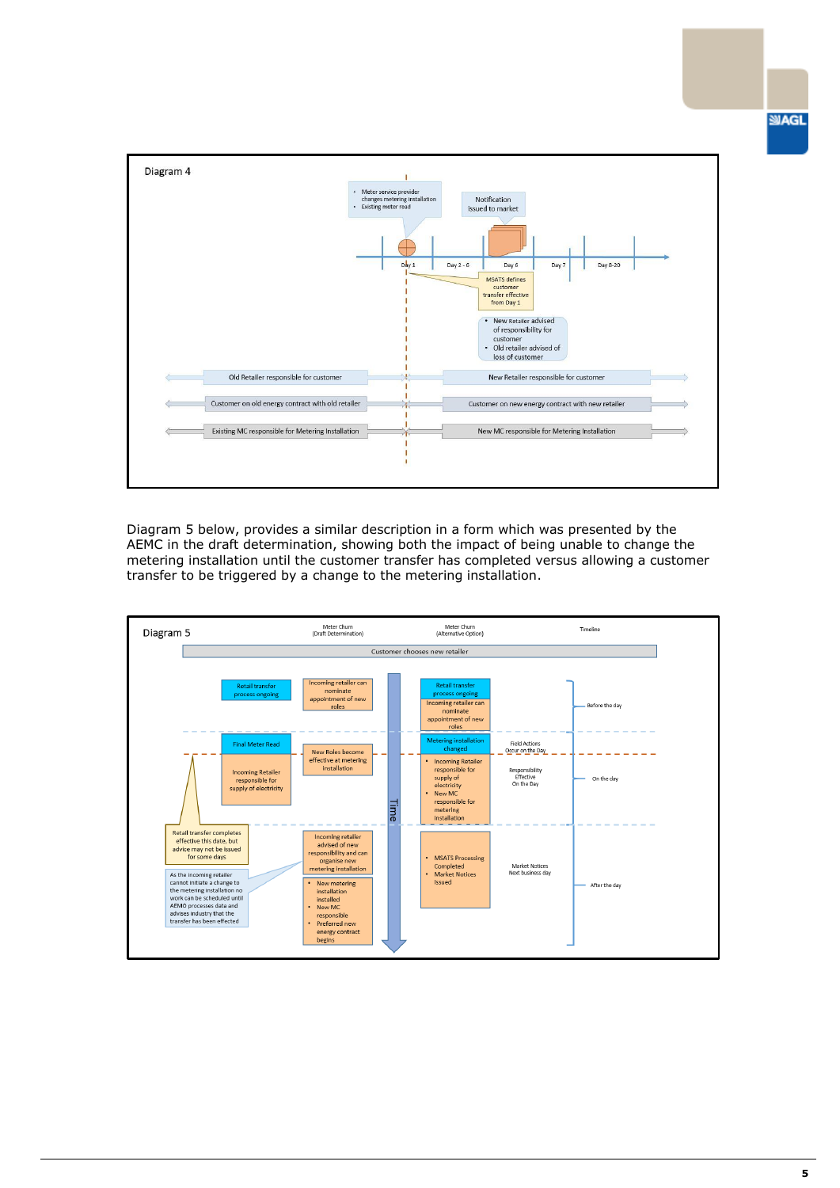Diagram 4

- Meter service provider changes metering installation
- Existing meter read

Notification issued to market

Day 1 | Day 2 - 6 | Day 6 | Day 7 | Day 8-20

MSATS defines customer transfer effective from Day 1

- New Retailer advised of responsibility for customer
- Old retailer advised of loss of customer

Old Retailer responsible for customer | New Retailer responsible for customer

Customer on old energy contract with old retailer | Customer on new energy contract with new retailer

Existing MC responsible for Metering Installation | New MC responsible for Metering Installation

Diagram 5 below, provides a similar description in a form which was presented by the AEMC in the draft determination, showing both the impact of being unable to change the metering installation until the customer transfer has completed versus allowing a customer transfer to be triggered by a change to the metering installation.

Diagram 5

Meter Churn (Draft Determination) | Meter Churn (Alternative Option) | Timeline

Customer chooses new retailer

Before the day:
- Meter Churn (Draft Determination): Retail transfer process ongoing; Incoming retailer can nominate appointment of new roles
- Meter Churn (Alternative Option): Retail transfer process ongoing; Incoming retailer can nominate appointment of new roles

On the day:
- Meter Churn (Draft Determination): Final Meter Read; Incoming Retailer responsible for supply of electricity; New Roles become effective at metering installation
- Meter Churn (Alternative Option): Metering installation changed; Incoming Retailer responsible for supply of electricity; New MC responsible for metering installation
- Field Actions Occur on the Day; Responsibility Effective On the Day

After the day:
- Meter Churn (Draft Determination): Incoming retailer advised of new responsibility and can organise new metering installation; New metering installation installed; New MC responsible; Preferred new energy contract begins
- Retail transfer completes effective this date, but advice may not be issued for some days
- As the incoming retailer cannot initiate a change to the metering installation no work can be scheduled until AEMO processes data and advises industry that the transfer has been effected
- Meter Churn (Alternative Option): MSATS Processing Completed; Market Notices Issued
- Market Notices Next business day

Time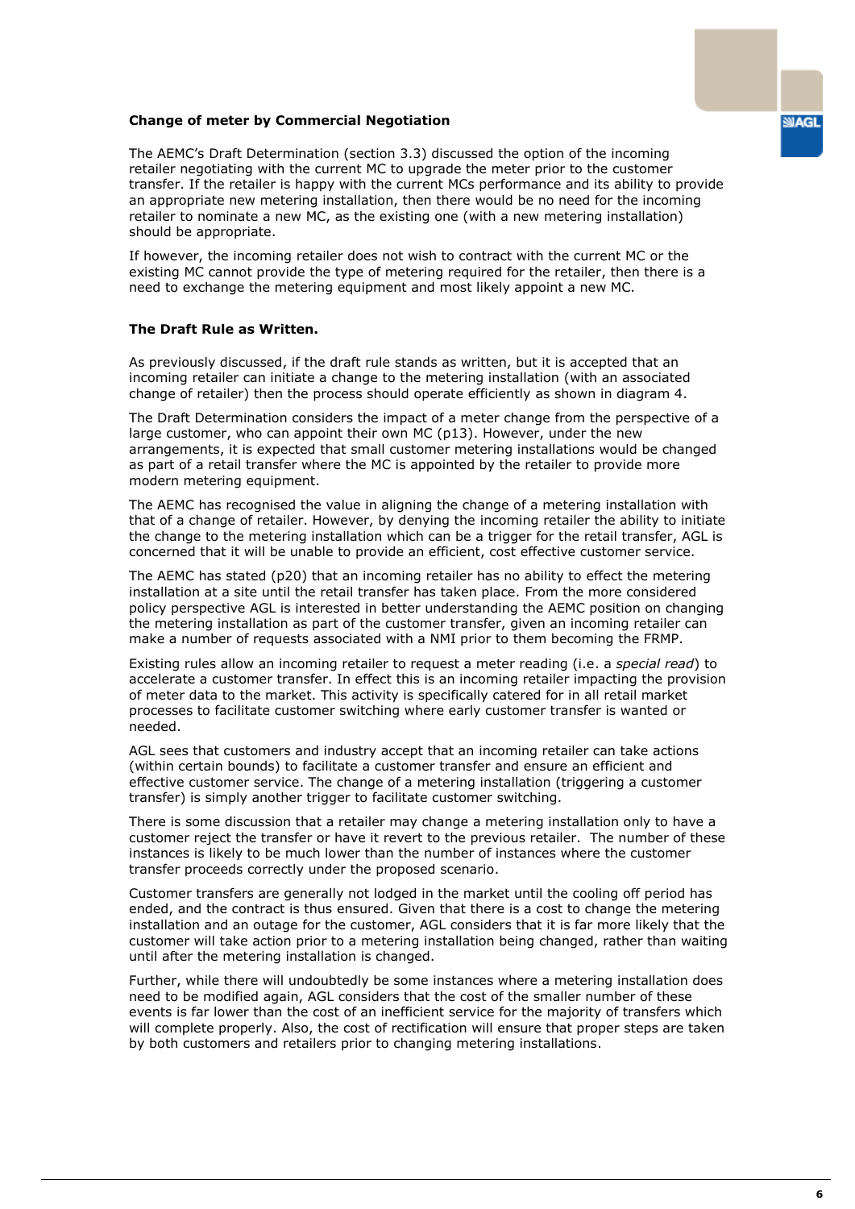### Change of meter by Commercial Negotiation

The AEMC's Draft Determination (section 3.3) discussed the option of the incoming retailer negotiating with the current MC to upgrade the meter prior to the customer transfer. If the retailer is happy with the current MCs performance and its ability to provide an appropriate new metering installation, then there would be no need for the incoming retailer to nominate a new MC, as the existing one (with a new metering installation) should be appropriate.

If however, the incoming retailer does not wish to contract with the current MC or the existing MC cannot provide the type of metering required for the retailer, then there is a need to exchange the metering equipment and most likely appoint a new MC.

### The Draft Rule as Written.

As previously discussed, if the draft rule stands as written, but it is accepted that an incoming retailer can initiate a change to the metering installation (with an associated change of retailer) then the process should operate efficiently as shown in diagram 4.

The Draft Determination considers the impact of a meter change from the perspective of a large customer, who can appoint their own MC (p13). However, under the new arrangements, it is expected that small customer metering installations would be changed as part of a retail transfer where the MC is appointed by the retailer to provide more modern metering equipment.

The AEMC has recognised the value in aligning the change of a metering installation with that of a change of retailer. However, by denying the incoming retailer the ability to initiate the change to the metering installation which can be a trigger for the retail transfer, AGL is concerned that it will be unable to provide an efficient, cost effective customer service.

The AEMC has stated (p20) that an incoming retailer has no ability to effect the metering installation at a site until the retail transfer has taken place. From the more considered policy perspective AGL is interested in better understanding the AEMC position on changing the metering installation as part of the customer transfer, given an incoming retailer can make a number of requests associated with a NMI prior to them becoming the FRMP.

Existing rules allow an incoming retailer to request a meter reading (i.e. a *special read*) to accelerate a customer transfer. In effect this is an incoming retailer impacting the provision of meter data to the market. This activity is specifically catered for in all retail market processes to facilitate customer switching where early customer transfer is wanted or needed.

AGL sees that customers and industry accept that an incoming retailer can take actions (within certain bounds) to facilitate a customer transfer and ensure an efficient and effective customer service. The change of a metering installation (triggering a customer transfer) is simply another trigger to facilitate customer switching.

There is some discussion that a retailer may change a metering installation only to have a customer reject the transfer or have it revert to the previous retailer. The number of these instances is likely to be much lower than the number of instances where the customer transfer proceeds correctly under the proposed scenario.

Customer transfers are generally not lodged in the market until the cooling off period has ended, and the contract is thus ensured. Given that there is a cost to change the metering installation and an outage for the customer, AGL considers that it is far more likely that the customer will take action prior to a metering installation being changed, rather than waiting until after the metering installation is changed.

Further, while there will undoubtedly be some instances where a metering installation does need to be modified again, AGL considers that the cost of the smaller number of these events is far lower than the cost of an inefficient service for the majority of transfers which will complete properly. Also, the cost of rectification will ensure that proper steps are taken by both customers and retailers prior to changing metering installations.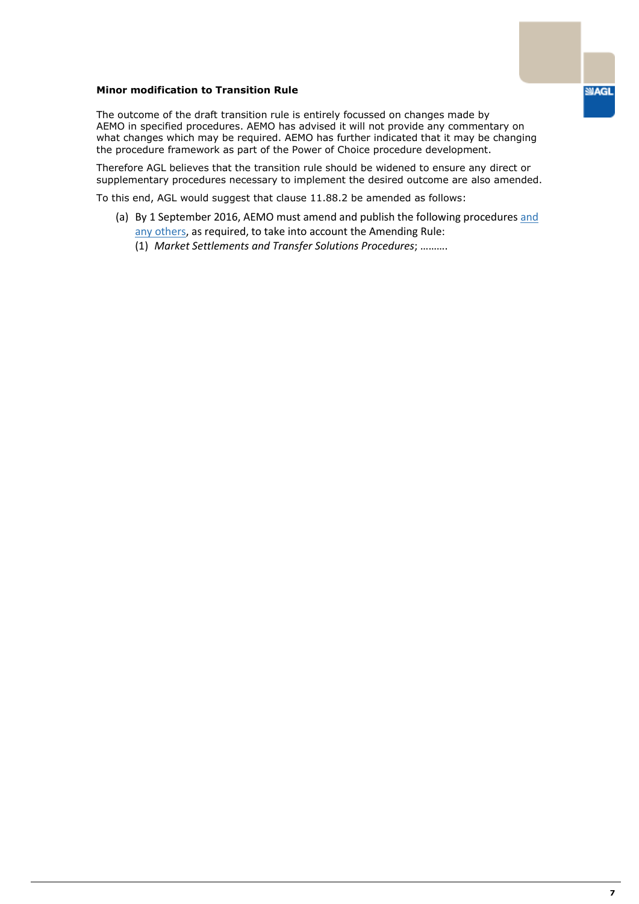**Minor modification to Transition Rule**

The outcome of the draft transition rule is entirely focussed on changes made by AEMO in specified procedures. AEMO has advised it will not provide any commentary on what changes which may be required. AEMO has further indicated that it may be changing the procedure framework as part of the Power of Choice procedure development.

Therefore AGL believes that the transition rule should be widened to ensure any direct or supplementary procedures necessary to implement the desired outcome are also amended.

To this end, AGL would suggest that clause 11.88.2 be amended as follows:

(a) By 1 September 2016, AEMO must amend and publish the following procedures <u>and any others</u>, as required, to take into account the Amending Rule:

(1) *Market Settlements and Transfer Solutions Procedures*; ……….